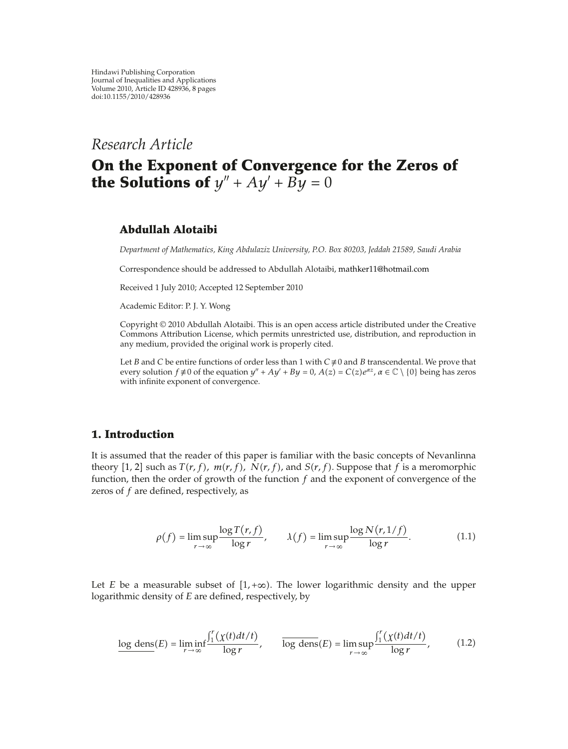Hindawi Publishing Corporation
Journal of Inequalities and Applications
Volume 2010, Article ID 428936, 8 pages
doi:10.1155/2010/428936

*Research Article*

# On the Exponent of Convergence for the Zeros of the Solutions of $y'' + Ay' + By = 0$

**Abdullah Alotaibi**

*Department of Mathematics, King Abdulaziz University, P.O. Box 80203, Jeddah 21589, Saudi Arabia*

Correspondence should be addressed to Abdullah Alotaibi, mathker11@hotmail.com

Received 1 July 2010; Accepted 12 September 2010

Academic Editor: P. J. Y. Wong

Copyright © 2010 Abdullah Alotaibi. This is an open access article distributed under the Creative Commons Attribution License, which permits unrestricted use, distribution, and reproduction in any medium, provided the original work is properly cited.

Let $B$ and $C$ be entire functions of order less than 1 with $C \not\equiv 0$ and $B$ transcendental. We prove that every solution $f \not\equiv 0$ of the equation $y'' + Ay' + By = 0$, $A(z) = C(z)e^{\alpha z}$, $\alpha \in \mathbb{C} \setminus \{0\}$ being has zeros with infinite exponent of convergence.

## 1. Introduction

It is assumed that the reader of this paper is familiar with the basic concepts of Nevanlinna theory [1, 2] such as $T(r, f)$, $m(r, f)$, $N(r, f)$, and $S(r, f)$. Suppose that $f$ is a meromorphic function, then the order of growth of the function $f$ and the exponent of convergence of the zeros of $f$ are defined, respectively, as

$$\rho(f) = \limsup_{r \to \infty} \frac{\log T(r, f)}{\log r}, \qquad \lambda(f) = \limsup_{r \to \infty} \frac{\log N(r, 1/f)}{\log r}. \tag{1.1}$$

Let $E$ be a measurable subset of $[1, +\infty)$. The lower logarithmic density and the upper logarithmic density of $E$ are defined, respectively, by

$$\underline{\log \text{ dens}}(E) = \liminf_{r \to \infty} \frac{\int_1^r (\chi(t)dt/t)}{\log r}, \qquad \overline{\log \text{ dens}}(E) = \limsup_{r \to \infty} \frac{\int_1^r (\chi(t)dt/t)}{\log r}, \tag{1.2}$$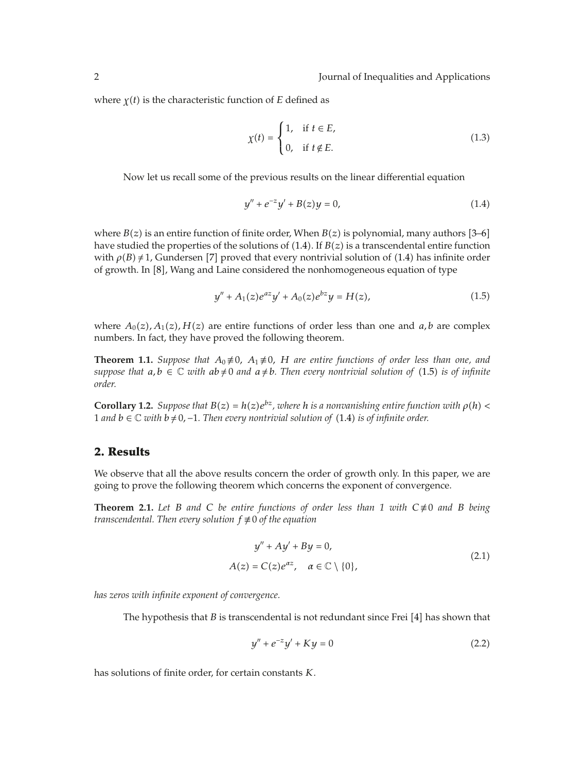where $\chi(t)$ is the characteristic function of $E$ defined as

$$\chi(t) = \begin{cases} 1, & \text{if } t \in E, \\ 0, & \text{if } t \notin E. \end{cases} \tag{1.3}$$

Now let us recall some of the previous results on the linear differential equation

$$y'' + e^{-z}y' + B(z)y = 0, \tag{1.4}$$

where $B(z)$ is an entire function of finite order, When $B(z)$ is polynomial, many authors [3–6] have studied the properties of the solutions of (1.4). If $B(z)$ is a transcendental entire function with $\rho(B) \neq 1$, Gundersen [7] proved that every nontrivial solution of (1.4) has infinite order of growth. In [8], Wang and Laine considered the nonhomogeneous equation of type

$$y'' + A_1(z)e^{az}y' + A_0(z)e^{bz}y = H(z), \tag{1.5}$$

where $A_0(z), A_1(z), H(z)$ are entire functions of order less than one and $a, b$ are complex numbers. In fact, they have proved the following theorem.

**Theorem 1.1.** *Suppose that $A_0 \not\equiv 0$, $A_1 \not\equiv 0$, $H$ are entire functions of order less than one, and suppose that $a, b \in \mathbb{C}$ with $ab \neq 0$ and $a \neq b$. Then every nontrivial solution of (1.5) is of infinite order.*

**Corollary 1.2.** *Suppose that $B(z) = h(z)e^{bz}$, where $h$ is a nonvanishing entire function with $\rho(h) < 1$ and $b \in \mathbb{C}$ with $b \neq 0, -1$. Then every nontrivial solution of (1.4) is of infinite order.*

## 2. Results

We observe that all the above results concern the order of growth only. In this paper, we are going to prove the following theorem which concerns the exponent of convergence.

**Theorem 2.1.** *Let $B$ and $C$ be entire functions of order less than 1 with $C \not\equiv 0$ and $B$ being transcendental. Then every solution $f \not\equiv 0$ of the equation*

$$\begin{gathered} y'' + Ay' + By = 0, \\ A(z) = C(z)e^{\alpha z}, \quad \alpha \in \mathbb{C} \setminus \{0\}, \end{gathered} \tag{2.1}$$

*has zeros with infinite exponent of convergence.*

The hypothesis that $B$ is transcendental is not redundant since Frei [4] has shown that

$$y'' + e^{-z}y' + Ky = 0 \tag{2.2}$$

has solutions of finite order, for certain constants $K$.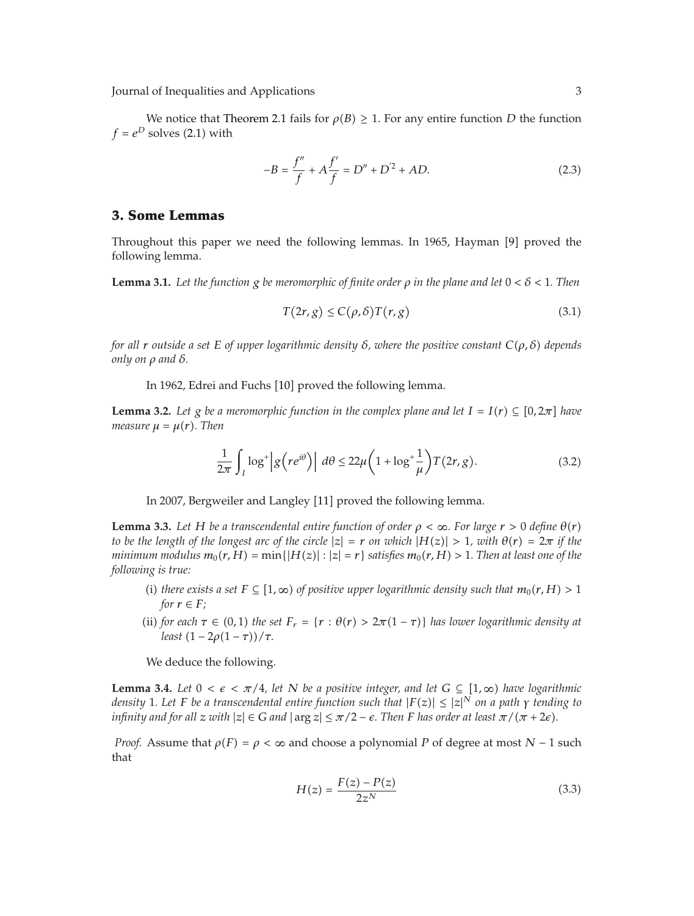We notice that Theorem 2.1 fails for $\rho(B) \geq 1$. For any entire function $D$ the function $f = e^D$ solves (2.1) with

$$-B = \frac{f''}{f} + A\frac{f'}{f} = D'' + D'^2 + AD. \tag{2.3}$$

## 3. Some Lemmas

Throughout this paper we need the following lemmas. In 1965, Hayman [9] proved the following lemma.

**Lemma 3.1.** *Let the function $g$ be meromorphic of finite order $\rho$ in the plane and let $0 < \delta < 1$. Then*

$$T(2r, g) \leq C(\rho, \delta) T(r, g) \tag{3.1}$$

*for all $r$ outside a set $E$ of upper logarithmic density $\delta$, where the positive constant $C(\rho, \delta)$ depends only on $\rho$ and $\delta$.*

In 1962, Edrei and Fuchs [10] proved the following lemma.

**Lemma 3.2.** *Let $g$ be a meromorphic function in the complex plane and let $I = I(r) \subseteq [0, 2\pi]$ have measure $\mu = \mu(r)$. Then*

$$\frac{1}{2\pi}\int_I \log^+\left|g\left(re^{i\theta}\right)\right| \, d\theta \leq 22\mu\left(1 + \log^+\frac{1}{\mu}\right)T(2r, g). \tag{3.2}$$

In 2007, Bergweiler and Langley [11] proved the following lemma.

**Lemma 3.3.** *Let $H$ be a transcendental entire function of order $\rho < \infty$. For large $r > 0$ define $\theta(r)$ to be the length of the longest arc of the circle $|z| = r$ on which $|H(z)| > 1$, with $\theta(r) = 2\pi$ if the minimum modulus $m_0(r, H) = \min\{|H(z)| : |z| = r\}$ satisfies $m_0(r, H) > 1$. Then at least one of the following is true:*

(i) *there exists a set $F \subseteq [1, \infty)$ of positive upper logarithmic density such that $m_0(r, H) > 1$ for $r \in F$;*

(ii) *for each $\tau \in (0, 1)$ the set $F_\tau = \{r : \theta(r) > 2\pi(1 - \tau)\}$ has lower logarithmic density at least $(1 - 2\rho(1 - \tau))/\tau$.*

We deduce the following.

**Lemma 3.4.** *Let $0 < \epsilon < \pi/4$, let $N$ be a positive integer, and let $G \subseteq [1, \infty)$ have logarithmic density 1. Let $F$ be a transcendental entire function such that $|F(z)| \leq |z|^N$ on a path $\gamma$ tending to infinity and for all $z$ with $|z| \in G$ and $|\arg z| \leq \pi/2 - \epsilon$. Then $F$ has order at least $\pi/(\pi + 2\epsilon)$.*

*Proof.* Assume that $\rho(F) = \rho < \infty$ and choose a polynomial $P$ of degree at most $N - 1$ such that

$$H(z) = \frac{F(z) - P(z)}{2z^N} \tag{3.3}$$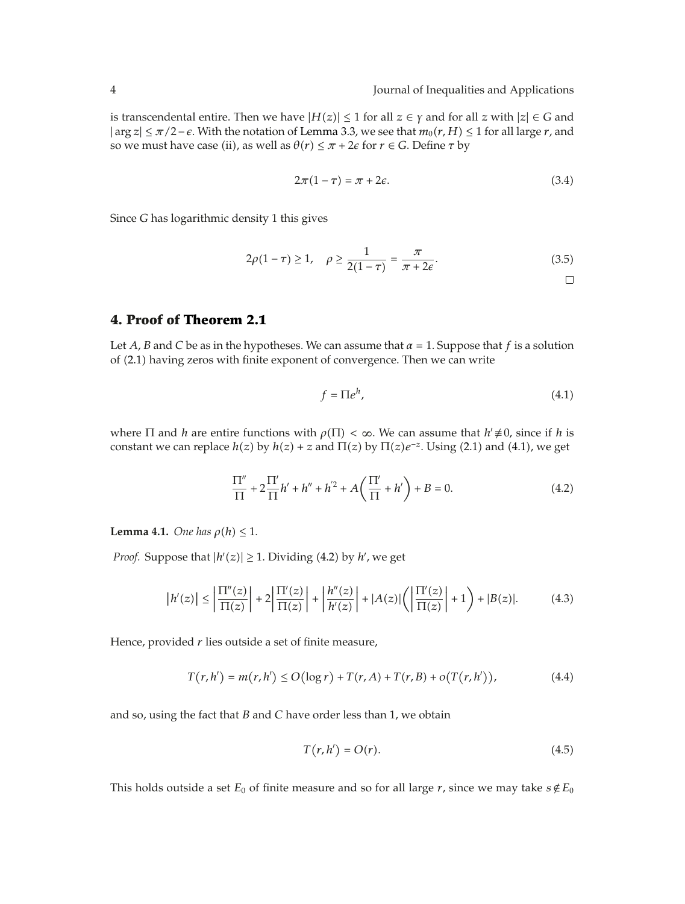is transcendental entire. Then we have $|H(z)| \leq 1$ for all $z \in \gamma$ and for all $z$ with $|z| \in G$ and $|\arg z| \leq \pi/2 - \epsilon$. With the notation of Lemma 3.3, we see that $m_0(r, H) \leq 1$ for all large $r$, and so we must have case (ii), as well as $\theta(r) \leq \pi + 2\epsilon$ for $r \in G$. Define $\tau$ by

$$2\pi(1-\tau) = \pi + 2\epsilon. \tag{3.4}$$

Since $G$ has logarithmic density 1 this gives

$$2\rho(1-\tau) \geq 1, \quad \rho \geq \frac{1}{2(1-\tau)} = \frac{\pi}{\pi + 2\epsilon}. \tag{3.5}$$

□

## 4. Proof of Theorem 2.1

Let $A$, $B$ and $C$ be as in the hypotheses. We can assume that $\alpha = 1$. Suppose that $f$ is a solution of (2.1) having zeros with finite exponent of convergence. Then we can write

$$f = \Pi e^{h}, \tag{4.1}$$

where $\Pi$ and $h$ are entire functions with $\rho(\Pi) < \infty$. We can assume that $h' \not\equiv 0$, since if $h$ is constant we can replace $h(z)$ by $h(z) + z$ and $\Pi(z)$ by $\Pi(z)e^{-z}$. Using (2.1) and (4.1), we get

$$\frac{\Pi''}{\Pi} + 2\frac{\Pi'}{\Pi}h' + h'' + h'^{2} + A\left(\frac{\Pi'}{\Pi} + h'\right) + B = 0. \tag{4.2}$$

**Lemma 4.1.** *One has $\rho(h) \leq 1$.*

*Proof.* Suppose that $|h'(z)| \geq 1$. Dividing (4.2) by $h'$, we get

$$|h'(z)| \leq \left|\frac{\Pi''(z)}{\Pi(z)}\right| + 2\left|\frac{\Pi'(z)}{\Pi(z)}\right| + \left|\frac{h''(z)}{h'(z)}\right| + |A(z)|\left(\left|\frac{\Pi'(z)}{\Pi(z)}\right| + 1\right) + |B(z)|. \tag{4.3}$$

Hence, provided $r$ lies outside a set of finite measure,

$$T(r, h') = m(r, h') \leq O(\log r) + T(r, A) + T(r, B) + o(T(r, h')), \tag{4.4}$$

and so, using the fact that $B$ and $C$ have order less than 1, we obtain

$$T(r, h') = O(r). \tag{4.5}$$

This holds outside a set $E_0$ of finite measure and so for all large $r$, since we may take $s \notin E_0$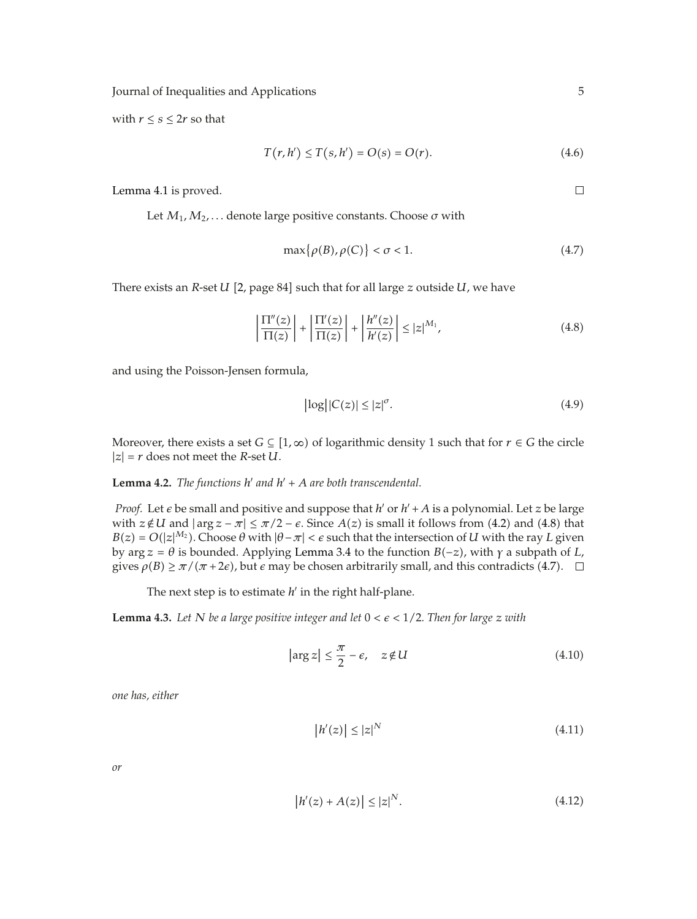with $r \leq s \leq 2r$ so that

$$T(r, h') \leq T(s, h') = O(s) = O(r). \tag{4.6}$$

Lemma 4.1 is proved. □

Let $M_1, M_2, \ldots$ denote large positive constants. Choose $\sigma$ with

$$\max\{\rho(B), \rho(C)\} < \sigma < 1. \tag{4.7}$$

There exists an $R$-set $U$ [2, page 84] such that for all large $z$ outside $U$, we have

$$\left|\frac{\Pi''(z)}{\Pi(z)}\right| + \left|\frac{\Pi'(z)}{\Pi(z)}\right| + \left|\frac{h''(z)}{h'(z)}\right| \leq |z|^{M_1}, \tag{4.8}$$

and using the Poisson-Jensen formula,

$$\left|\log\right||C(z)| \leq |z|^{\sigma}. \tag{4.9}$$

Moreover, there exists a set $G \subseteq [1, \infty)$ of logarithmic density 1 such that for $r \in G$ the circle $|z| = r$ does not meet the $R$-set $U$.

**Lemma 4.2.** *The functions $h'$ and $h' + A$ are both transcendental.*

*Proof.* Let $\epsilon$ be small and positive and suppose that $h'$ or $h' + A$ is a polynomial. Let $z$ be large with $z \notin U$ and $|\arg z - \pi| \leq \pi/2 - \epsilon$. Since $A(z)$ is small it follows from (4.2) and (4.8) that $B(z) = O(|z|^{M_2})$. Choose $\theta$ with $|\theta - \pi| < \epsilon$ such that the intersection of $U$ with the ray $L$ given by $\arg z = \theta$ is bounded. Applying Lemma 3.4 to the function $B(-z)$, with $\gamma$ a subpath of $L$, gives $\rho(B) \geq \pi/(\pi + 2\epsilon)$, but $\epsilon$ may be chosen arbitrarily small, and this contradicts (4.7). □

The next step is to estimate $h'$ in the right half-plane.

**Lemma 4.3.** *Let $N$ be a large positive integer and let $0 < \epsilon < 1/2$. Then for large $z$ with*

$$|\arg z| \leq \frac{\pi}{2} - \epsilon, \quad z \notin U \tag{4.10}$$

*one has, either*

$$|h'(z)| \leq |z|^{N} \tag{4.11}$$

*or*

$$|h'(z) + A(z)| \leq |z|^{N}. \tag{4.12}$$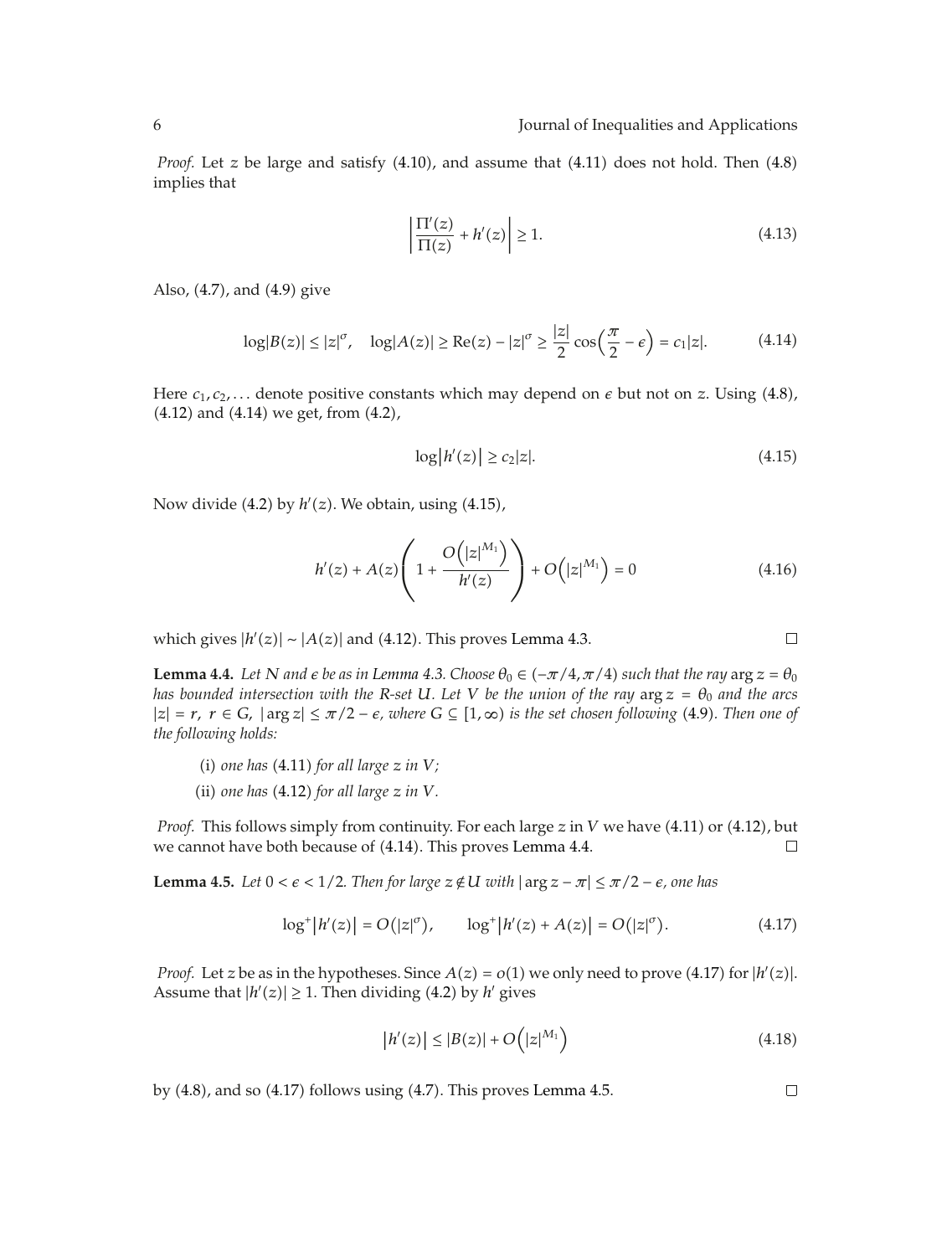*Proof.* Let $z$ be large and satisfy (4.10), and assume that (4.11) does not hold. Then (4.8) implies that

$$\left|\frac{\Pi'(z)}{\Pi(z)} + h'(z)\right| \geq 1. \tag{4.13}$$

Also, (4.7), and (4.9) give

$$\log|B(z)| \leq |z|^{\sigma}, \quad \log|A(z)| \geq \operatorname{Re}(z) - |z|^{\sigma} \geq \frac{|z|}{2}\cos\left(\frac{\pi}{2} - \epsilon\right) = c_1|z|. \tag{4.14}$$

Here $c_1, c_2, \ldots$ denote positive constants which may depend on $\epsilon$ but not on $z$. Using (4.8), (4.12) and (4.14) we get, from (4.2),

$$\log|h'(z)| \geq c_2|z|. \tag{4.15}$$

Now divide (4.2) by $h'(z)$. We obtain, using (4.15),

$$h'(z) + A(z)\left(1 + \frac{O\left(|z|^{M_1}\right)}{h'(z)}\right) + O\left(|z|^{M_1}\right) = 0 \tag{4.16}$$

which gives $|h'(z)| \sim |A(z)|$ and (4.12). This proves Lemma 4.3. □

**Lemma 4.4.** *Let $N$ and $\epsilon$ be as in Lemma 4.3. Choose $\theta_0 \in (-\pi/4, \pi/4)$ such that the ray $\arg z = \theta_0$ has bounded intersection with the $R$-set $U$. Let $V$ be the union of the ray $\arg z = \theta_0$ and the arcs $|z| = r$, $r \in G$, $|\arg z| \leq \pi/2 - \epsilon$, where $G \subseteq [1, \infty)$ is the set chosen following (4.9). Then one of the following holds:*

(i) *one has (4.11) for all large $z$ in $V$;*

(ii) *one has (4.12) for all large $z$ in $V$.*

*Proof.* This follows simply from continuity. For each large $z$ in $V$ we have (4.11) or (4.12), but we cannot have both because of (4.14). This proves Lemma 4.4. □

**Lemma 4.5.** *Let $0 < \epsilon < 1/2$. Then for large $z \notin U$ with $|\arg z - \pi| \leq \pi/2 - \epsilon$, one has*

$$\log^+|h'(z)| = O(|z|^{\sigma}), \qquad \log^+|h'(z) + A(z)| = O(|z|^{\sigma}). \tag{4.17}$$

*Proof.* Let $z$ be as in the hypotheses. Since $A(z) = o(1)$ we only need to prove (4.17) for $|h'(z)|$. Assume that $|h'(z)| \geq 1$. Then dividing (4.2) by $h'$ gives

$$|h'(z)| \leq |B(z)| + O\left(|z|^{M_1}\right) \tag{4.18}$$

by (4.8), and so (4.17) follows using (4.7). This proves Lemma 4.5. □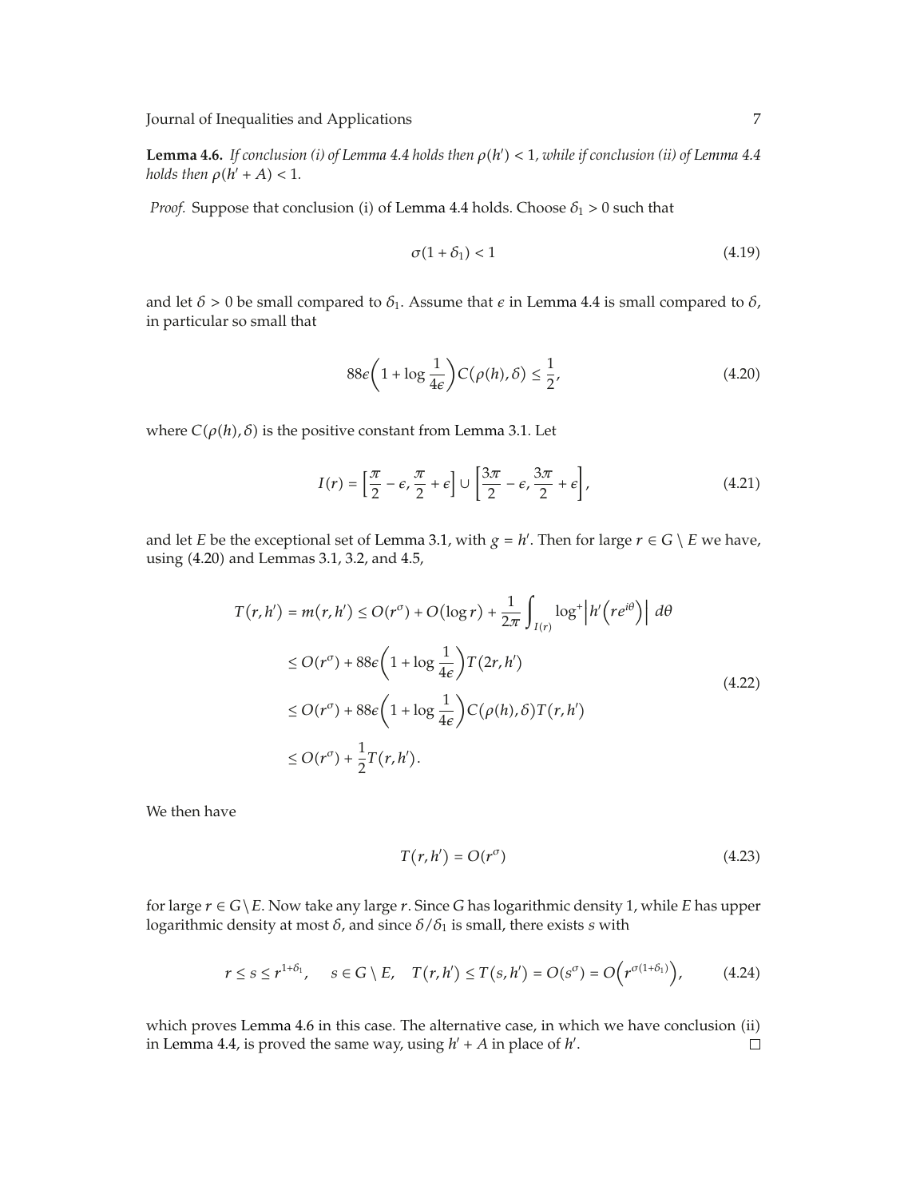**Lemma 4.6.** *If conclusion (i) of Lemma 4.4 holds then $\rho(h') < 1$, while if conclusion (ii) of Lemma 4.4 holds then $\rho(h' + A) < 1$.*

*Proof.* Suppose that conclusion (i) of Lemma 4.4 holds. Choose $\delta_1 > 0$ such that

$$\sigma(1 + \delta_1) < 1 \tag{4.19}$$

and let $\delta > 0$ be small compared to $\delta_1$. Assume that $\epsilon$ in Lemma 4.4 is small compared to $\delta$, in particular so small that

$$88\epsilon\left(1 + \log \frac{1}{4\epsilon}\right)C(\rho(h), \delta) \leq \frac{1}{2}, \tag{4.20}$$

where $C(\rho(h), \delta)$ is the positive constant from Lemma 3.1. Let

$$I(r) = \left[\frac{\pi}{2} - \epsilon, \frac{\pi}{2} + \epsilon\right] \cup \left[\frac{3\pi}{2} - \epsilon, \frac{3\pi}{2} + \epsilon\right], \tag{4.21}$$

and let $E$ be the exceptional set of Lemma 3.1, with $g = h'$. Then for large $r \in G \setminus E$ we have, using (4.20) and Lemmas 3.1, 3.2, and 4.5,

$$\begin{aligned}
T(r, h') = m(r, h') &\leq O(r^{\sigma}) + O(\log r) + \frac{1}{2\pi}\int_{I(r)} \log^+ \left|h'\left(re^{i\theta}\right)\right| \, d\theta \\
&\leq O(r^{\sigma}) + 88\epsilon\left(1 + \log \frac{1}{4\epsilon}\right)T(2r, h') \\
&\leq O(r^{\sigma}) + 88\epsilon\left(1 + \log \frac{1}{4\epsilon}\right)C(\rho(h), \delta)T(r, h') \\
&\leq O(r^{\sigma}) + \frac{1}{2}T(r, h').
\end{aligned} \tag{4.22}$$

We then have

$$T(r, h') = O(r^{\sigma}) \tag{4.23}$$

for large $r \in G \setminus E$. Now take any large $r$. Since $G$ has logarithmic density 1, while $E$ has upper logarithmic density at most $\delta$, and since $\delta/\delta_1$ is small, there exists $s$ with

$$r \leq s \leq r^{1+\delta_1}, \quad s \in G \setminus E, \quad T(r, h') \leq T(s, h') = O(s^{\sigma}) = O\left(r^{\sigma(1+\delta_1)}\right), \tag{4.24}$$

which proves Lemma 4.6 in this case. The alternative case, in which we have conclusion (ii) in Lemma 4.4, is proved the same way, using $h' + A$ in place of $h'$. $\square$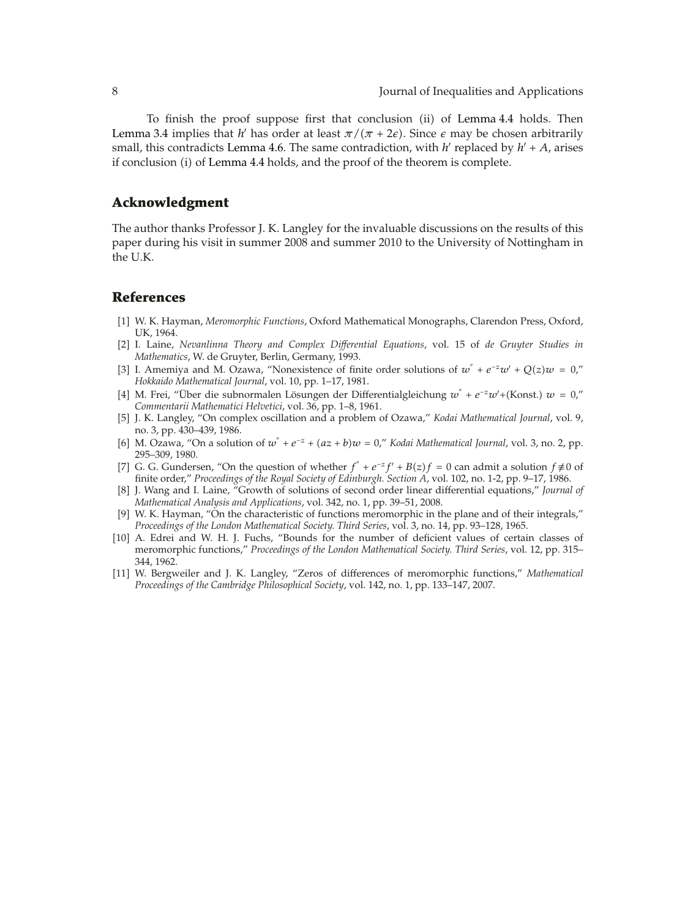To finish the proof suppose first that conclusion (ii) of Lemma 4.4 holds. Then Lemma 3.4 implies that $h'$ has order at least $\pi/(\pi + 2\epsilon)$. Since $\epsilon$ may be chosen arbitrarily small, this contradicts Lemma 4.6. The same contradiction, with $h'$ replaced by $h' + A$, arises if conclusion (i) of Lemma 4.4 holds, and the proof of the theorem is complete.

## Acknowledgment

The author thanks Professor J. K. Langley for the invaluable discussions on the results of this paper during his visit in summer 2008 and summer 2010 to the University of Nottingham in the U.K.

## References

[1] W. K. Hayman, *Meromorphic Functions*, Oxford Mathematical Monographs, Clarendon Press, Oxford, UK, 1964.

[2] I. Laine, *Nevanlinna Theory and Complex Differential Equations*, vol. 15 of *de Gruyter Studies in Mathematics*, W. de Gruyter, Berlin, Germany, 1993.

[3] I. Amemiya and M. Ozawa, "Nonexistence of finite order solutions of $w'' + e^{-z}w' + Q(z)w = 0$," *Hokkaido Mathematical Journal*, vol. 10, pp. 1–17, 1981.

[4] M. Frei, "Über die subnormalen Lösungen der Differentialgleichung $w'' + e^{-z}w' + (\text{Konst.})\ w = 0$," *Commentarii Mathematici Helvetici*, vol. 36, pp. 1–8, 1961.

[5] J. K. Langley, "On complex oscillation and a problem of Ozawa," *Kodai Mathematical Journal*, vol. 9, no. 3, pp. 430–439, 1986.

[6] M. Ozawa, "On a solution of $w'' + e^{-z} + (az + b)w = 0$," *Kodai Mathematical Journal*, vol. 3, no. 2, pp. 295–309, 1980.

[7] G. G. Gundersen, "On the question of whether $f'' + e^{-z}f' + B(z)f = 0$ can admit a solution $f \not\equiv 0$ of finite order," *Proceedings of the Royal Society of Edinburgh. Section A*, vol. 102, no. 1-2, pp. 9–17, 1986.

[8] J. Wang and I. Laine, "Growth of solutions of second order linear differential equations," *Journal of Mathematical Analysis and Applications*, vol. 342, no. 1, pp. 39–51, 2008.

[9] W. K. Hayman, "On the characteristic of functions meromorphic in the plane and of their integrals," *Proceedings of the London Mathematical Society. Third Series*, vol. 3, no. 14, pp. 93–128, 1965.

[10] A. Edrei and W. H. J. Fuchs, "Bounds for the number of deficient values of certain classes of meromorphic functions," *Proceedings of the London Mathematical Society. Third Series*, vol. 12, pp. 315–344, 1962.

[11] W. Bergweiler and J. K. Langley, "Zeros of differences of meromorphic functions," *Mathematical Proceedings of the Cambridge Philosophical Society*, vol. 142, no. 1, pp. 133–147, 2007.